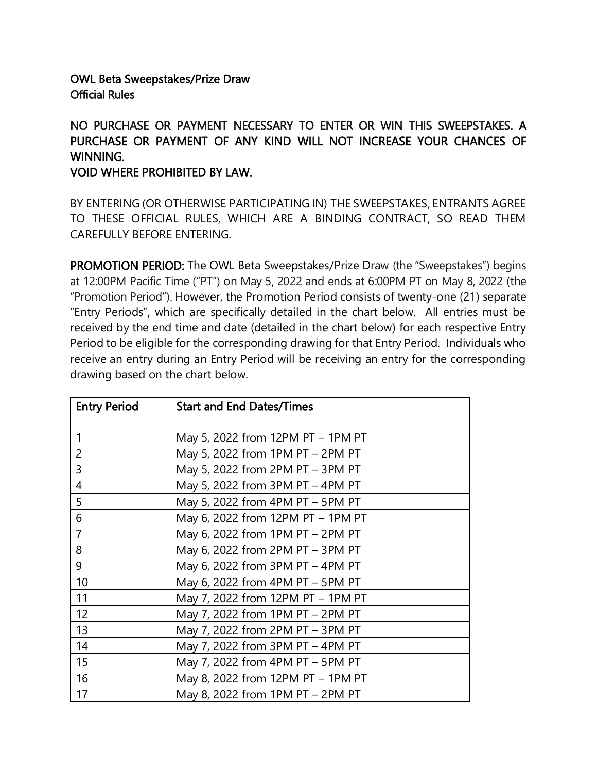# OWL Beta Sweepstakes/Prize Draw
## Official Rules

NO PURCHASE OR PAYMENT NECESSARY TO ENTER OR WIN THIS SWEEPSTAKES. A PURCHASE OR PAYMENT OF ANY KIND WILL NOT INCREASE YOUR CHANCES OF WINNING.
VOID WHERE PROHIBITED BY LAW.

BY ENTERING (OR OTHERWISE PARTICIPATING IN) THE SWEEPSTAKES, ENTRANTS AGREE TO THESE OFFICIAL RULES, WHICH ARE A BINDING CONTRACT, SO READ THEM CAREFULLY BEFORE ENTERING.

**PROMOTION PERIOD:** The OWL Beta Sweepstakes/Prize Draw (the "Sweepstakes") begins at 12:00PM Pacific Time ("PT") on May 5, 2022 and ends at 6:00PM PT on May 8, 2022 (the "Promotion Period"). However, the Promotion Period consists of twenty-one (21) separate "Entry Periods", which are specifically detailed in the chart below. All entries must be received by the end time and date (detailed in the chart below) for each respective Entry Period to be eligible for the corresponding drawing for that Entry Period. Individuals who receive an entry during an Entry Period will be receiving an entry for the corresponding drawing based on the chart below.

| Entry Period | Start and End Dates/Times |
|---|---|
| 1 | May 5, 2022 from 12PM PT – 1PM PT |
| 2 | May 5, 2022 from 1PM PT – 2PM PT |
| 3 | May 5, 2022 from 2PM PT – 3PM PT |
| 4 | May 5, 2022 from 3PM PT – 4PM PT |
| 5 | May 5, 2022 from 4PM PT – 5PM PT |
| 6 | May 6, 2022 from 12PM PT – 1PM PT |
| 7 | May 6, 2022 from 1PM PT – 2PM PT |
| 8 | May 6, 2022 from 2PM PT – 3PM PT |
| 9 | May 6, 2022 from 3PM PT – 4PM PT |
| 10 | May 6, 2022 from 4PM PT – 5PM PT |
| 11 | May 7, 2022 from 12PM PT – 1PM PT |
| 12 | May 7, 2022 from 1PM PT – 2PM PT |
| 13 | May 7, 2022 from 2PM PT – 3PM PT |
| 14 | May 7, 2022 from 3PM PT – 4PM PT |
| 15 | May 7, 2022 from 4PM PT – 5PM PT |
| 16 | May 8, 2022 from 12PM PT – 1PM PT |
| 17 | May 8, 2022 from 1PM PT – 2PM PT |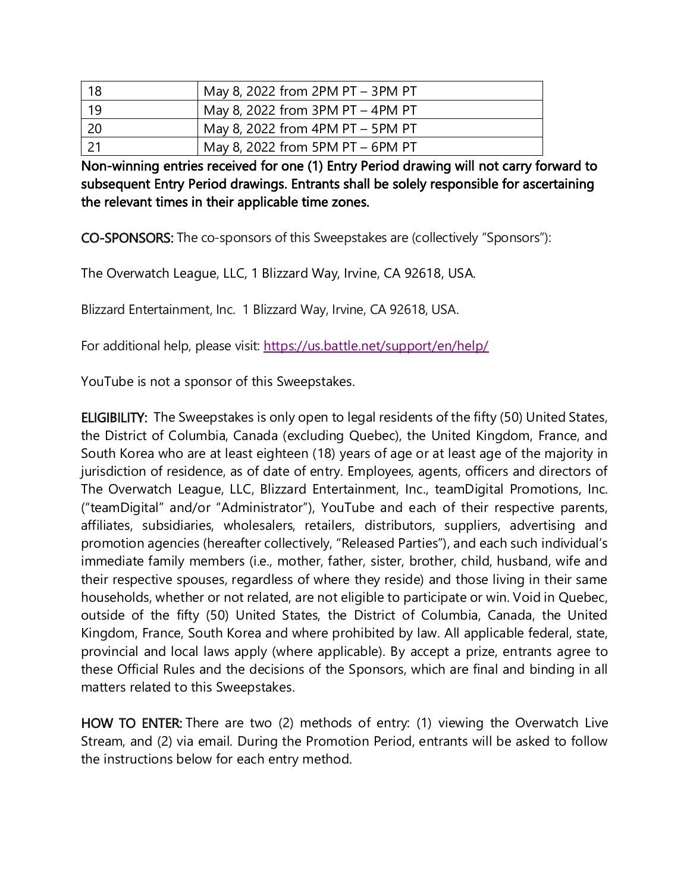| | |
|---|---|
| 18 | May 8, 2022 from 2PM PT – 3PM PT |
| 19 | May 8, 2022 from 3PM PT – 4PM PT |
| 20 | May 8, 2022 from 4PM PT – 5PM PT |
| 21 | May 8, 2022 from 5PM PT – 6PM PT |

**Non-winning entries received for one (1) Entry Period drawing will not carry forward to subsequent Entry Period drawings. Entrants shall be solely responsible for ascertaining the relevant times in their applicable time zones.**

**CO-SPONSORS:** The co-sponsors of this Sweepstakes are (collectively "Sponsors"):

The Overwatch League, LLC, 1 Blizzard Way, Irvine, CA 92618, USA.

Blizzard Entertainment, Inc. 1 Blizzard Way, Irvine, CA 92618, USA.

For additional help, please visit: https://us.battle.net/support/en/help/

YouTube is not a sponsor of this Sweepstakes.

**ELIGIBILITY:** The Sweepstakes is only open to legal residents of the fifty (50) United States, the District of Columbia, Canada (excluding Quebec), the United Kingdom, France, and South Korea who are at least eighteen (18) years of age or at least age of the majority in jurisdiction of residence, as of date of entry. Employees, agents, officers and directors of The Overwatch League, LLC, Blizzard Entertainment, Inc., teamDigital Promotions, Inc. ("teamDigital" and/or "Administrator"), YouTube and each of their respective parents, affiliates, subsidiaries, wholesalers, retailers, distributors, suppliers, advertising and promotion agencies (hereafter collectively, "Released Parties"), and each such individual's immediate family members (i.e., mother, father, sister, brother, child, husband, wife and their respective spouses, regardless of where they reside) and those living in their same households, whether or not related, are not eligible to participate or win. Void in Quebec, outside of the fifty (50) United States, the District of Columbia, Canada, the United Kingdom, France, South Korea and where prohibited by law. All applicable federal, state, provincial and local laws apply (where applicable). By accept a prize, entrants agree to these Official Rules and the decisions of the Sponsors, which are final and binding in all matters related to this Sweepstakes.

**HOW TO ENTER:** There are two (2) methods of entry: (1) viewing the Overwatch Live Stream, and (2) via email. During the Promotion Period, entrants will be asked to follow the instructions below for each entry method.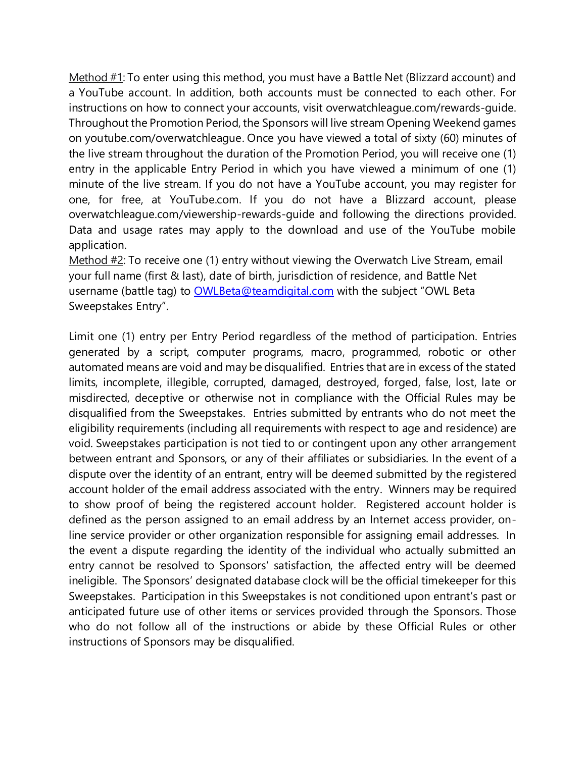Method #1: To enter using this method, you must have a Battle Net (Blizzard account) and a YouTube account. In addition, both accounts must be connected to each other. For instructions on how to connect your accounts, visit overwatchleague.com/rewards-guide. Throughout the Promotion Period, the Sponsors will live stream Opening Weekend games on youtube.com/overwatchleague. Once you have viewed a total of sixty (60) minutes of the live stream throughout the duration of the Promotion Period, you will receive one (1) entry in the applicable Entry Period in which you have viewed a minimum of one (1) minute of the live stream. If you do not have a YouTube account, you may register for one, for free, at YouTube.com. If you do not have a Blizzard account, please overwatchleague.com/viewership-rewards-guide and following the directions provided. Data and usage rates may apply to the download and use of the YouTube mobile application.

Method #2: To receive one (1) entry without viewing the Overwatch Live Stream, email your full name (first & last), date of birth, jurisdiction of residence, and Battle Net username (battle tag) to OWLBeta@teamdigital.com with the subject "OWL Beta Sweepstakes Entry".

Limit one (1) entry per Entry Period regardless of the method of participation. Entries generated by a script, computer programs, macro, programmed, robotic or other automated means are void and may be disqualified. Entries that are in excess of the stated limits, incomplete, illegible, corrupted, damaged, destroyed, forged, false, lost, late or misdirected, deceptive or otherwise not in compliance with the Official Rules may be disqualified from the Sweepstakes. Entries submitted by entrants who do not meet the eligibility requirements (including all requirements with respect to age and residence) are void. Sweepstakes participation is not tied to or contingent upon any other arrangement between entrant and Sponsors, or any of their affiliates or subsidiaries. In the event of a dispute over the identity of an entrant, entry will be deemed submitted by the registered account holder of the email address associated with the entry. Winners may be required to show proof of being the registered account holder. Registered account holder is defined as the person assigned to an email address by an Internet access provider, on-line service provider or other organization responsible for assigning email addresses. In the event a dispute regarding the identity of the individual who actually submitted an entry cannot be resolved to Sponsors' satisfaction, the affected entry will be deemed ineligible. The Sponsors' designated database clock will be the official timekeeper for this Sweepstakes. Participation in this Sweepstakes is not conditioned upon entrant's past or anticipated future use of other items or services provided through the Sponsors. Those who do not follow all of the instructions or abide by these Official Rules or other instructions of Sponsors may be disqualified.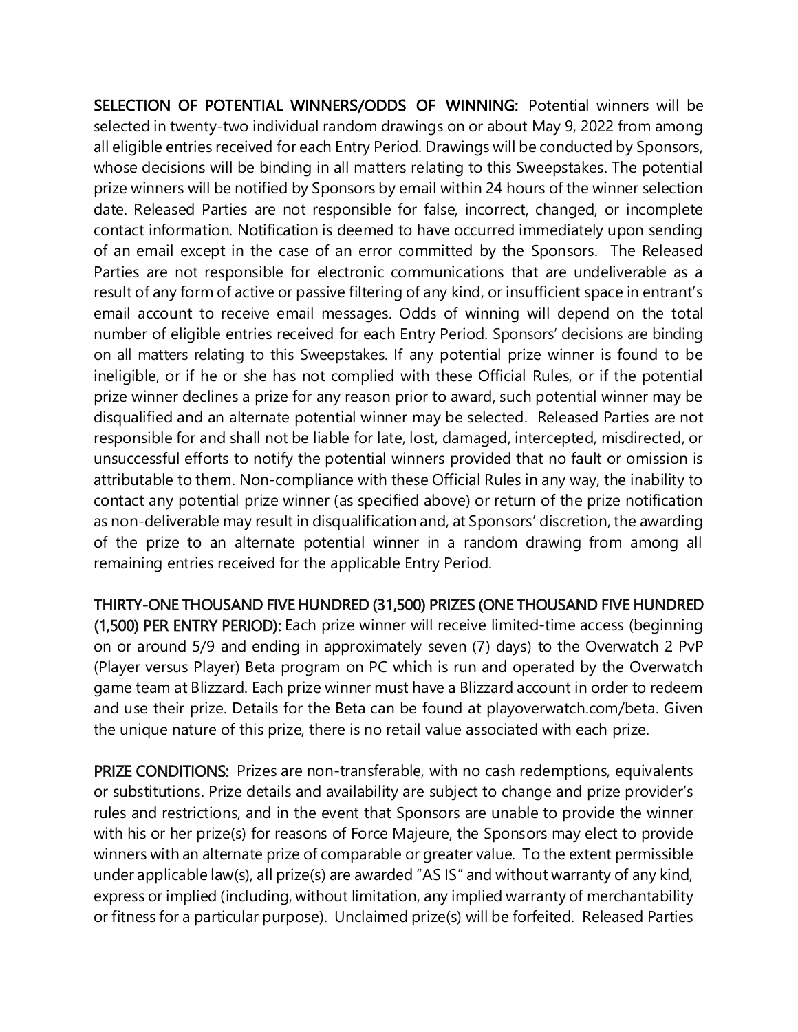**SELECTION OF POTENTIAL WINNERS/ODDS OF WINNING:** Potential winners will be selected in twenty-two individual random drawings on or about May 9, 2022 from among all eligible entries received for each Entry Period. Drawings will be conducted by Sponsors, whose decisions will be binding in all matters relating to this Sweepstakes. The potential prize winners will be notified by Sponsors by email within 24 hours of the winner selection date. Released Parties are not responsible for false, incorrect, changed, or incomplete contact information. Notification is deemed to have occurred immediately upon sending of an email except in the case of an error committed by the Sponsors. The Released Parties are not responsible for electronic communications that are undeliverable as a result of any form of active or passive filtering of any kind, or insufficient space in entrant's email account to receive email messages. Odds of winning will depend on the total number of eligible entries received for each Entry Period. Sponsors' decisions are binding on all matters relating to this Sweepstakes. If any potential prize winner is found to be ineligible, or if he or she has not complied with these Official Rules, or if the potential prize winner declines a prize for any reason prior to award, such potential winner may be disqualified and an alternate potential winner may be selected. Released Parties are not responsible for and shall not be liable for late, lost, damaged, intercepted, misdirected, or unsuccessful efforts to notify the potential winners provided that no fault or omission is attributable to them. Non-compliance with these Official Rules in any way, the inability to contact any potential prize winner (as specified above) or return of the prize notification as non-deliverable may result in disqualification and, at Sponsors' discretion, the awarding of the prize to an alternate potential winner in a random drawing from among all remaining entries received for the applicable Entry Period.

**THIRTY-ONE THOUSAND FIVE HUNDRED (31,500) PRIZES (ONE THOUSAND FIVE HUNDRED (1,500) PER ENTRY PERIOD):** Each prize winner will receive limited-time access (beginning on or around 5/9 and ending in approximately seven (7) days) to the Overwatch 2 PvP (Player versus Player) Beta program on PC which is run and operated by the Overwatch game team at Blizzard. Each prize winner must have a Blizzard account in order to redeem and use their prize. Details for the Beta can be found at playoverwatch.com/beta. Given the unique nature of this prize, there is no retail value associated with each prize.

**PRIZE CONDITIONS:** Prizes are non-transferable, with no cash redemptions, equivalents or substitutions. Prize details and availability are subject to change and prize provider's rules and restrictions, and in the event that Sponsors are unable to provide the winner with his or her prize(s) for reasons of Force Majeure, the Sponsors may elect to provide winners with an alternate prize of comparable or greater value. To the extent permissible under applicable law(s), all prize(s) are awarded "AS IS" and without warranty of any kind, express or implied (including, without limitation, any implied warranty of merchantability or fitness for a particular purpose). Unclaimed prize(s) will be forfeited. Released Parties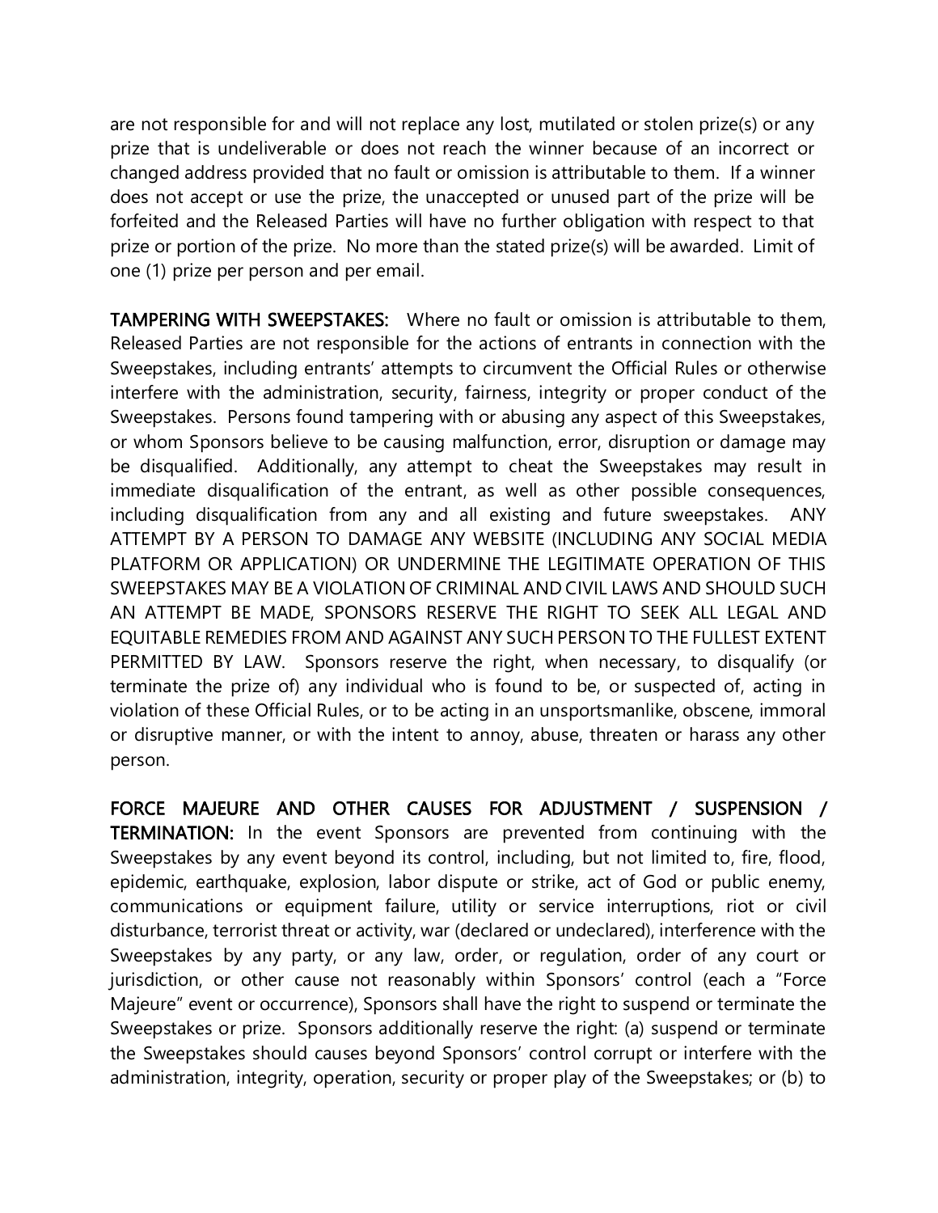are not responsible for and will not replace any lost, mutilated or stolen prize(s) or any prize that is undeliverable or does not reach the winner because of an incorrect or changed address provided that no fault or omission is attributable to them. If a winner does not accept or use the prize, the unaccepted or unused part of the prize will be forfeited and the Released Parties will have no further obligation with respect to that prize or portion of the prize. No more than the stated prize(s) will be awarded. Limit of one (1) prize per person and per email.

**TAMPERING WITH SWEEPSTAKES:** Where no fault or omission is attributable to them, Released Parties are not responsible for the actions of entrants in connection with the Sweepstakes, including entrants' attempts to circumvent the Official Rules or otherwise interfere with the administration, security, fairness, integrity or proper conduct of the Sweepstakes. Persons found tampering with or abusing any aspect of this Sweepstakes, or whom Sponsors believe to be causing malfunction, error, disruption or damage may be disqualified. Additionally, any attempt to cheat the Sweepstakes may result in immediate disqualification of the entrant, as well as other possible consequences, including disqualification from any and all existing and future sweepstakes. ANY ATTEMPT BY A PERSON TO DAMAGE ANY WEBSITE (INCLUDING ANY SOCIAL MEDIA PLATFORM OR APPLICATION) OR UNDERMINE THE LEGITIMATE OPERATION OF THIS SWEEPSTAKES MAY BE A VIOLATION OF CRIMINAL AND CIVIL LAWS AND SHOULD SUCH AN ATTEMPT BE MADE, SPONSORS RESERVE THE RIGHT TO SEEK ALL LEGAL AND EQUITABLE REMEDIES FROM AND AGAINST ANY SUCH PERSON TO THE FULLEST EXTENT PERMITTED BY LAW. Sponsors reserve the right, when necessary, to disqualify (or terminate the prize of) any individual who is found to be, or suspected of, acting in violation of these Official Rules, or to be acting in an unsportsmanlike, obscene, immoral or disruptive manner, or with the intent to annoy, abuse, threaten or harass any other person.

**FORCE MAJEURE AND OTHER CAUSES FOR ADJUSTMENT / SUSPENSION / TERMINATION:** In the event Sponsors are prevented from continuing with the Sweepstakes by any event beyond its control, including, but not limited to, fire, flood, epidemic, earthquake, explosion, labor dispute or strike, act of God or public enemy, communications or equipment failure, utility or service interruptions, riot or civil disturbance, terrorist threat or activity, war (declared or undeclared), interference with the Sweepstakes by any party, or any law, order, or regulation, order of any court or jurisdiction, or other cause not reasonably within Sponsors' control (each a "Force Majeure" event or occurrence), Sponsors shall have the right to suspend or terminate the Sweepstakes or prize. Sponsors additionally reserve the right: (a) suspend or terminate the Sweepstakes should causes beyond Sponsors' control corrupt or interfere with the administration, integrity, operation, security or proper play of the Sweepstakes; or (b) to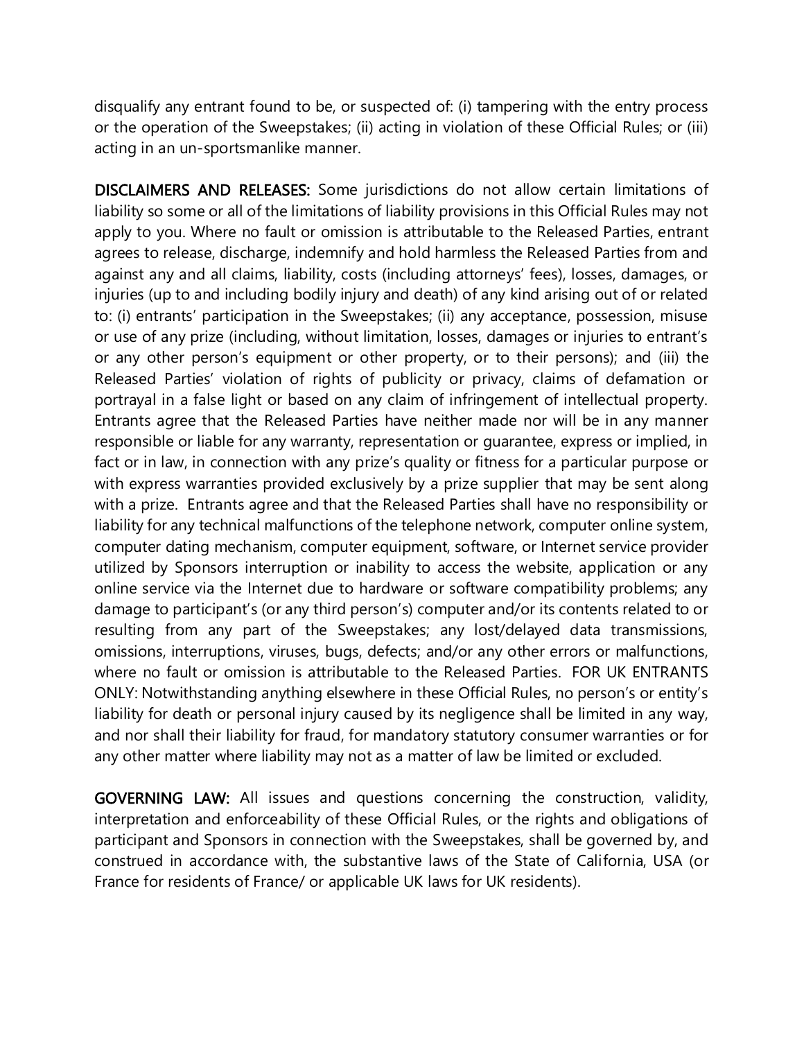disqualify any entrant found to be, or suspected of: (i) tampering with the entry process or the operation of the Sweepstakes; (ii) acting in violation of these Official Rules; or (iii) acting in an un-sportsmanlike manner.

**DISCLAIMERS AND RELEASES:** Some jurisdictions do not allow certain limitations of liability so some or all of the limitations of liability provisions in this Official Rules may not apply to you. Where no fault or omission is attributable to the Released Parties, entrant agrees to release, discharge, indemnify and hold harmless the Released Parties from and against any and all claims, liability, costs (including attorneys' fees), losses, damages, or injuries (up to and including bodily injury and death) of any kind arising out of or related to: (i) entrants' participation in the Sweepstakes; (ii) any acceptance, possession, misuse or use of any prize (including, without limitation, losses, damages or injuries to entrant's or any other person's equipment or other property, or to their persons); and (iii) the Released Parties' violation of rights of publicity or privacy, claims of defamation or portrayal in a false light or based on any claim of infringement of intellectual property. Entrants agree that the Released Parties have neither made nor will be in any manner responsible or liable for any warranty, representation or guarantee, express or implied, in fact or in law, in connection with any prize's quality or fitness for a particular purpose or with express warranties provided exclusively by a prize supplier that may be sent along with a prize. Entrants agree and that the Released Parties shall have no responsibility or liability for any technical malfunctions of the telephone network, computer online system, computer dating mechanism, computer equipment, software, or Internet service provider utilized by Sponsors interruption or inability to access the website, application or any online service via the Internet due to hardware or software compatibility problems; any damage to participant's (or any third person's) computer and/or its contents related to or resulting from any part of the Sweepstakes; any lost/delayed data transmissions, omissions, interruptions, viruses, bugs, defects; and/or any other errors or malfunctions, where no fault or omission is attributable to the Released Parties. FOR UK ENTRANTS ONLY: Notwithstanding anything elsewhere in these Official Rules, no person's or entity's liability for death or personal injury caused by its negligence shall be limited in any way, and nor shall their liability for fraud, for mandatory statutory consumer warranties or for any other matter where liability may not as a matter of law be limited or excluded.

**GOVERNING LAW:** All issues and questions concerning the construction, validity, interpretation and enforceability of these Official Rules, or the rights and obligations of participant and Sponsors in connection with the Sweepstakes, shall be governed by, and construed in accordance with, the substantive laws of the State of California, USA (or France for residents of France/ or applicable UK laws for UK residents).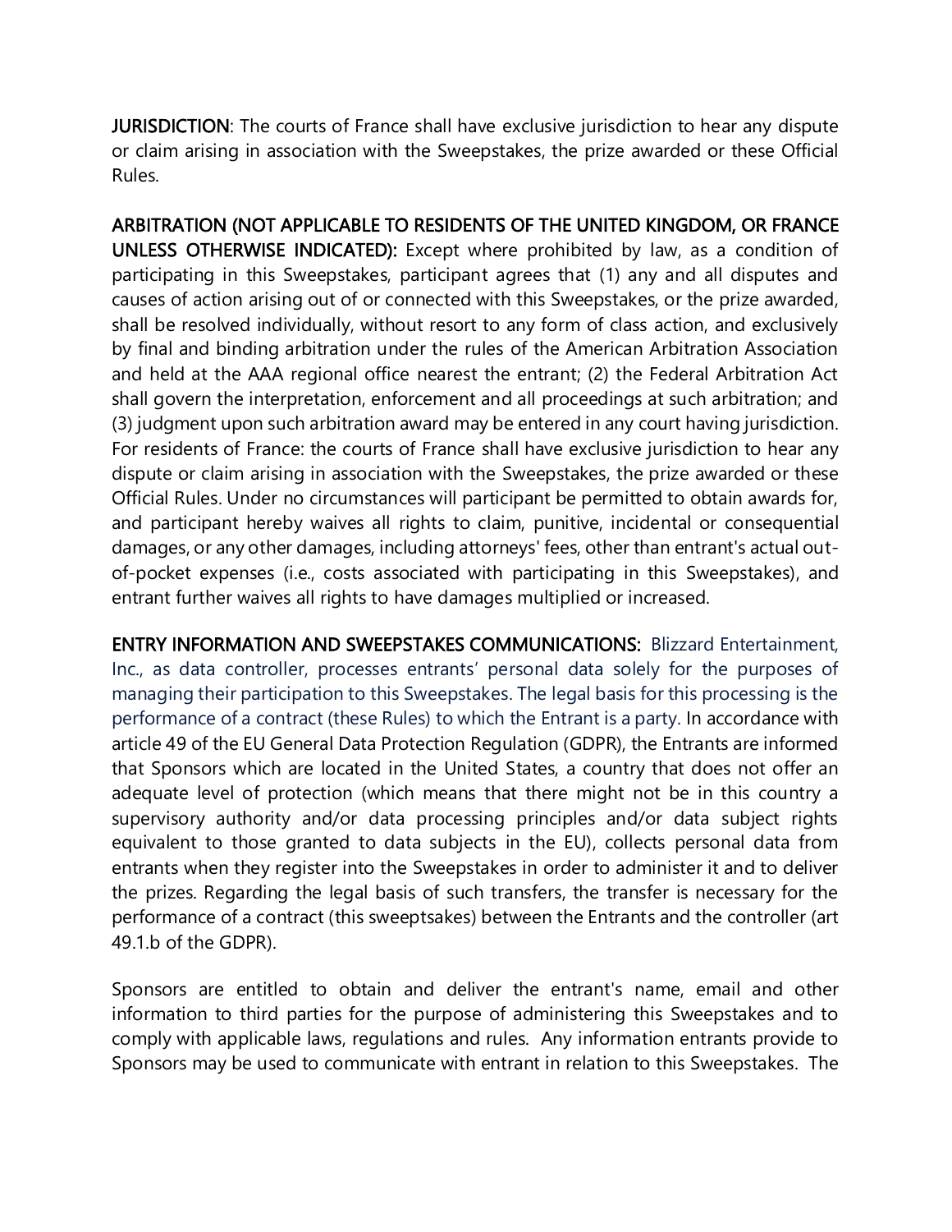**JURISDICTION**: The courts of France shall have exclusive jurisdiction to hear any dispute or claim arising in association with the Sweepstakes, the prize awarded or these Official Rules.

**ARBITRATION (NOT APPLICABLE TO RESIDENTS OF THE UNITED KINGDOM, OR FRANCE UNLESS OTHERWISE INDICATED):** Except where prohibited by law, as a condition of participating in this Sweepstakes, participant agrees that (1) any and all disputes and causes of action arising out of or connected with this Sweepstakes, or the prize awarded, shall be resolved individually, without resort to any form of class action, and exclusively by final and binding arbitration under the rules of the American Arbitration Association and held at the AAA regional office nearest the entrant; (2) the Federal Arbitration Act shall govern the interpretation, enforcement and all proceedings at such arbitration; and (3) judgment upon such arbitration award may be entered in any court having jurisdiction. For residents of France: the courts of France shall have exclusive jurisdiction to hear any dispute or claim arising in association with the Sweepstakes, the prize awarded or these Official Rules. Under no circumstances will participant be permitted to obtain awards for, and participant hereby waives all rights to claim, punitive, incidental or consequential damages, or any other damages, including attorneys' fees, other than entrant's actual out-of-pocket expenses (i.e., costs associated with participating in this Sweepstakes), and entrant further waives all rights to have damages multiplied or increased.

**ENTRY INFORMATION AND SWEEPSTAKES COMMUNICATIONS:** Blizzard Entertainment, Inc., as data controller, processes entrants' personal data solely for the purposes of managing their participation to this Sweepstakes. The legal basis for this processing is the performance of a contract (these Rules) to which the Entrant is a party. In accordance with article 49 of the EU General Data Protection Regulation (GDPR), the Entrants are informed that Sponsors which are located in the United States, a country that does not offer an adequate level of protection (which means that there might not be in this country a supervisory authority and/or data processing principles and/or data subject rights equivalent to those granted to data subjects in the EU), collects personal data from entrants when they register into the Sweepstakes in order to administer it and to deliver the prizes. Regarding the legal basis of such transfers, the transfer is necessary for the performance of a contract (this sweeptsakes) between the Entrants and the controller (art 49.1.b of the GDPR).

Sponsors are entitled to obtain and deliver the entrant's name, email and other information to third parties for the purpose of administering this Sweepstakes and to comply with applicable laws, regulations and rules. Any information entrants provide to Sponsors may be used to communicate with entrant in relation to this Sweepstakes. The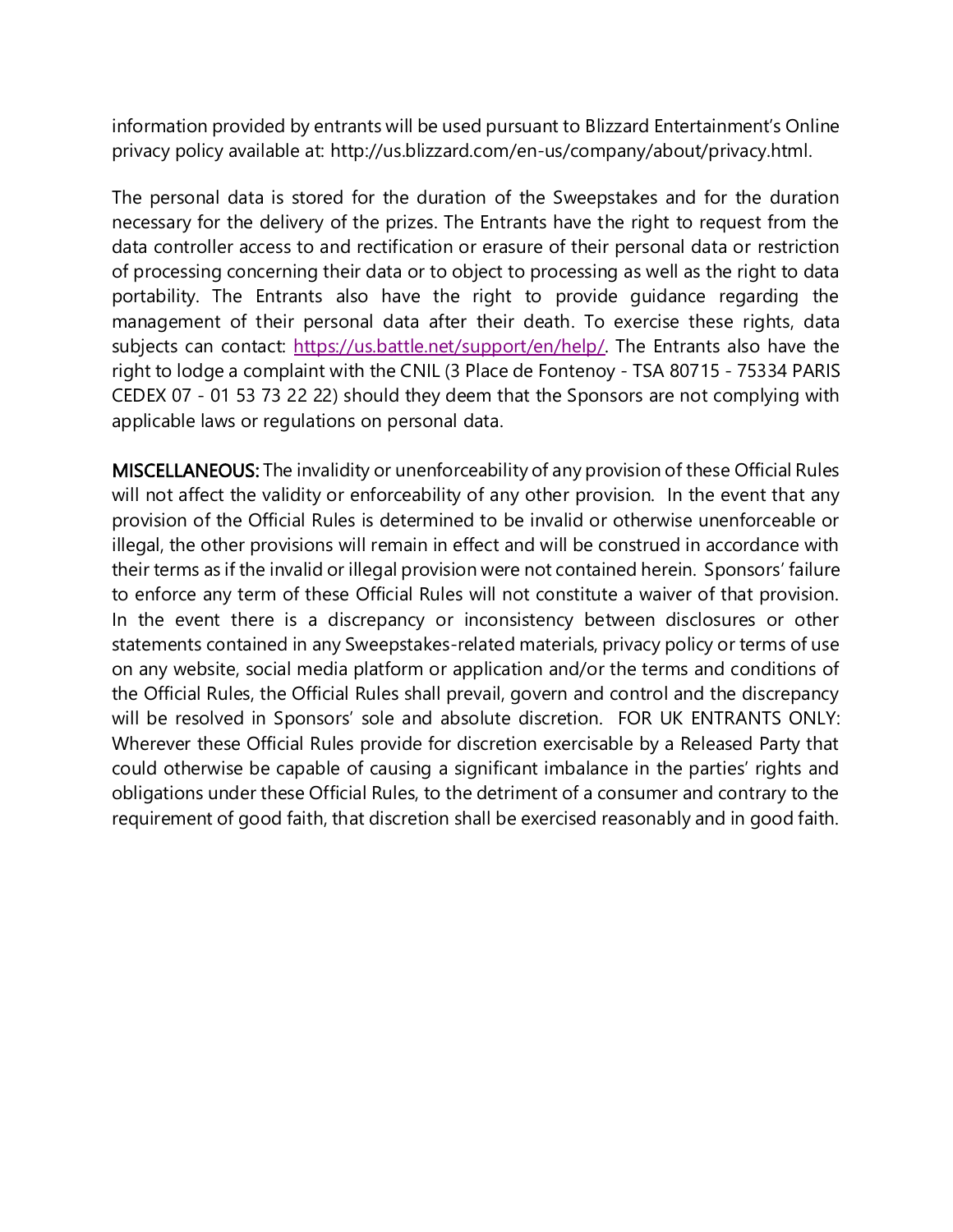information provided by entrants will be used pursuant to Blizzard Entertainment's Online privacy policy available at: http://us.blizzard.com/en-us/company/about/privacy.html.

The personal data is stored for the duration of the Sweepstakes and for the duration necessary for the delivery of the prizes. The Entrants have the right to request from the data controller access to and rectification or erasure of their personal data or restriction of processing concerning their data or to object to processing as well as the right to data portability. The Entrants also have the right to provide guidance regarding the management of their personal data after their death. To exercise these rights, data subjects can contact: https://us.battle.net/support/en/help/. The Entrants also have the right to lodge a complaint with the CNIL (3 Place de Fontenoy - TSA 80715 - 75334 PARIS CEDEX 07 - 01 53 73 22 22) should they deem that the Sponsors are not complying with applicable laws or regulations on personal data.

**MISCELLANEOUS:** The invalidity or unenforceability of any provision of these Official Rules will not affect the validity or enforceability of any other provision. In the event that any provision of the Official Rules is determined to be invalid or otherwise unenforceable or illegal, the other provisions will remain in effect and will be construed in accordance with their terms as if the invalid or illegal provision were not contained herein. Sponsors' failure to enforce any term of these Official Rules will not constitute a waiver of that provision. In the event there is a discrepancy or inconsistency between disclosures or other statements contained in any Sweepstakes-related materials, privacy policy or terms of use on any website, social media platform or application and/or the terms and conditions of the Official Rules, the Official Rules shall prevail, govern and control and the discrepancy will be resolved in Sponsors' sole and absolute discretion. FOR UK ENTRANTS ONLY: Wherever these Official Rules provide for discretion exercisable by a Released Party that could otherwise be capable of causing a significant imbalance in the parties' rights and obligations under these Official Rules, to the detriment of a consumer and contrary to the requirement of good faith, that discretion shall be exercised reasonably and in good faith.